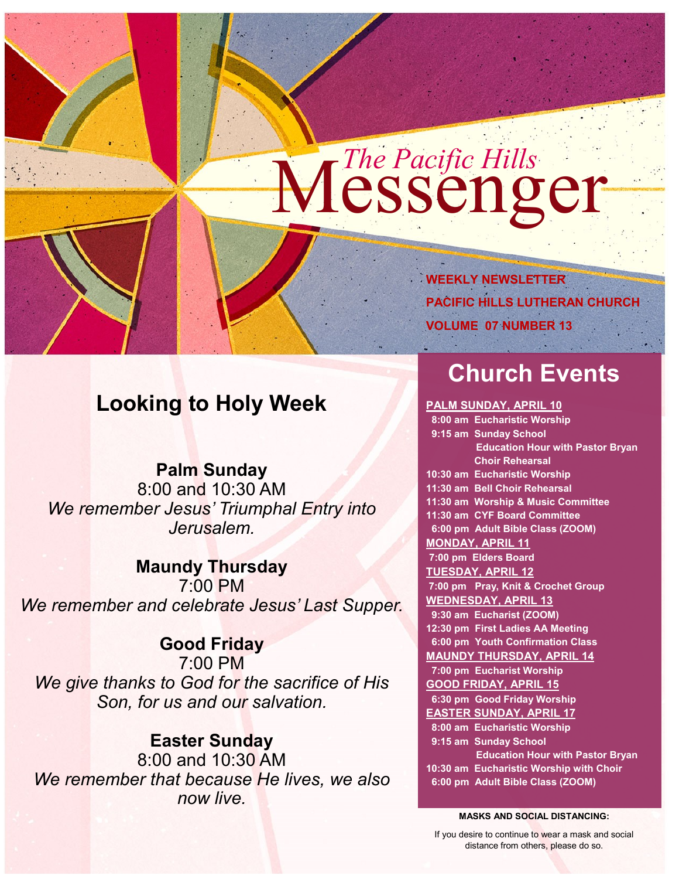# The Pacific Hills Messenger

**WEEKLY NEWSLETTER**
**PACIFIC HILLS LUTHERAN CHURCH**
**VOLUME 07 NUMBER 13**

## Looking to Holy Week

**Palm Sunday**
8:00 and 10:30 AM
*We remember Jesus' Triumphal Entry into Jerusalem.*

**Maundy Thursday**
7:00 PM
*We remember and celebrate Jesus' Last Supper.*

**Good Friday**
7:00 PM
*We give thanks to God for the sacrifice of His Son, for us and our salvation.*

**Easter Sunday**
8:00 and 10:30 AM
*We remember that because He lives, we also now live.*

## Church Events

**PALM SUNDAY, APRIL 10**
- 8:00 am Eucharistic Worship
- 9:15 am Sunday School
  - Education Hour with Pastor Bryan
  - Choir Rehearsal
- 10:30 am Eucharistic Worship
- 11:30 am Bell Choir Rehearsal
- 11:30 am Worship & Music Committee
- 11:30 am CYF Board Committee
- 6:00 pm Adult Bible Class (ZOOM)

**MONDAY, APRIL 11**
- 7:00 pm Elders Board

**TUESDAY, APRIL 12**
- 7:00 pm Pray, Knit & Crochet Group

**WEDNESDAY, APRIL 13**
- 9:30 am Eucharist (ZOOM)
- 12:30 pm First Ladies AA Meeting
- 6:00 pm Youth Confirmation Class

**MAUNDY THURSDAY, APRIL 14**
- 7:00 pm Eucharist Worship

**GOOD FRIDAY, APRIL 15**
- 6:30 pm Good Friday Worship

**EASTER SUNDAY, APRIL 17**
- 8:00 am Eucharistic Worship
- 9:15 am Sunday School
  - Education Hour with Pastor Bryan
- 10:30 am Eucharistic Worship with Choir
- 6:00 pm Adult Bible Class (ZOOM)

**MASKS AND SOCIAL DISTANCING:**

If you desire to continue to wear a mask and social distance from others, please do so.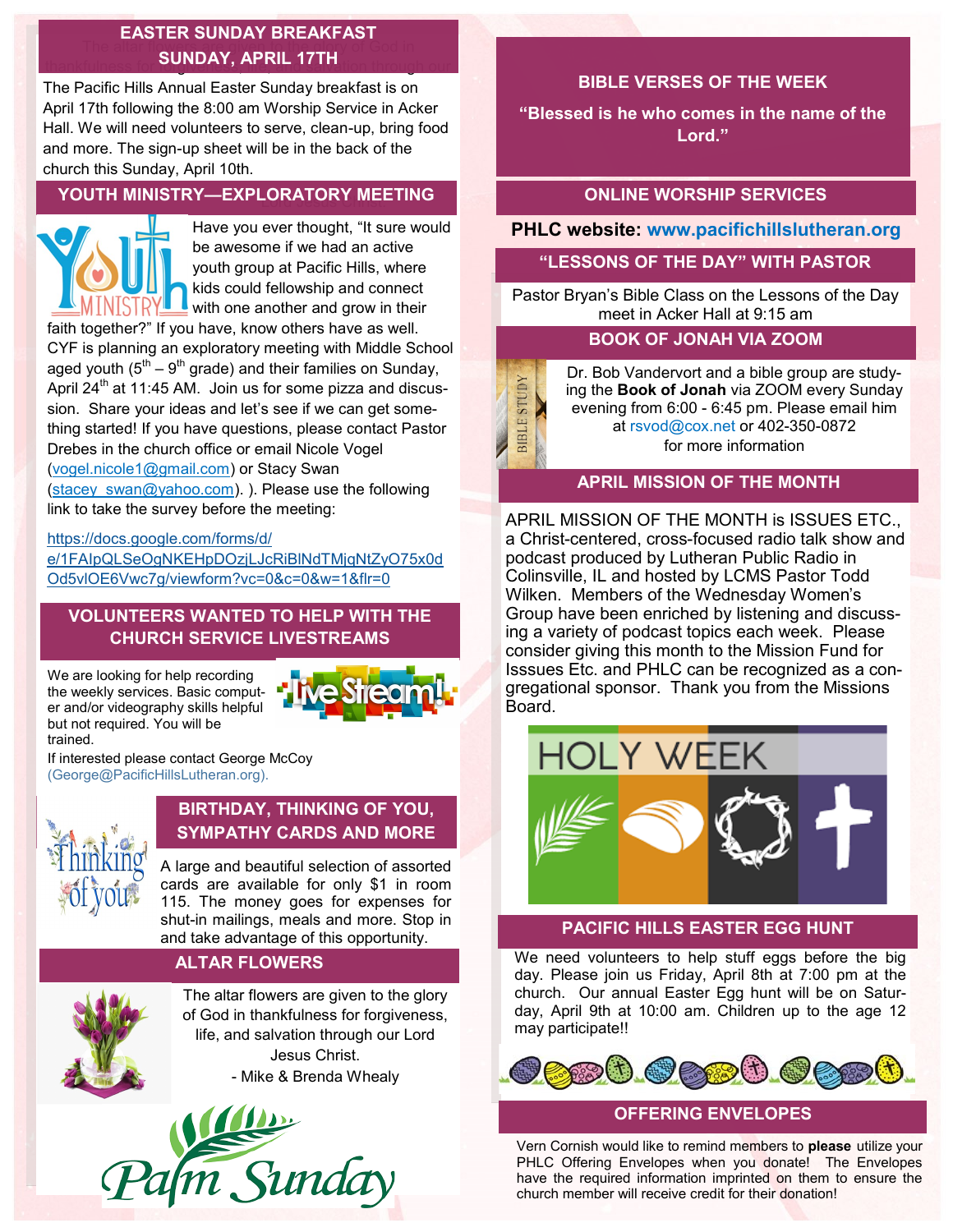## EASTER SUNDAY BREAKFAST
## SUNDAY, APRIL 17TH

The Pacific Hills Annual Easter Sunday breakfast is on April 17th following the 8:00 am Worship Service in Acker Hall. We will need volunteers to serve, clean-up, bring food and more. The sign-up sheet will be in the back of the church this Sunday, April 10th.

## YOUTH MINISTRY—EXPLORATORY MEETING

Have you ever thought, "It sure would be awesome if we had an active youth group at Pacific Hills, where kids could fellowship and connect with one another and grow in their faith together?" If you have, know others have as well. CYF is planning an exploratory meeting with Middle School aged youth (5th – 9th grade) and their families on Sunday, April 24th at 11:45 AM. Join us for some pizza and discussion. Share your ideas and let's see if we can get something started! If you have questions, please contact Pastor Drebes in the church office or email Nicole Vogel (vogel.nicole1@gmail.com) or Stacy Swan (stacey_swan@yahoo.com). ). Please use the following link to take the survey before the meeting:

https://docs.google.com/forms/d/e/1FAIpQLSeOgNKEHpDOzjLJcRiBlNdTMjqNtZyO75x0dOd5vlOE6Vwc7g/viewform?vc=0&c=0&w=1&flr=0

## VOLUNTEERS WANTED TO HELP WITH THE CHURCH SERVICE LIVESTREAMS

We are looking for help recording the weekly services. Basic computer and/or videography skills helpful but not required. You will be trained.

If interested please contact George McCoy (George@PacificHillsLutheran.org).

## BIRTHDAY, THINKING OF YOU, SYMPATHY CARDS AND MORE

A large and beautiful selection of assorted cards are available for only $1 in room 115. The money goes for expenses for shut-in mailings, meals and more. Stop in and take advantage of this opportunity.

## ALTAR FLOWERS

The altar flowers are given to the glory of God in thankfulness for forgiveness, life, and salvation through our Lord Jesus Christ.

- Mike & Brenda Whealy

Palm Sunday

## BIBLE VERSES OF THE WEEK

**"Blessed is he who comes in the name of the Lord."**

## ONLINE WORSHIP SERVICES

**PHLC website: www.pacifichillslutheran.org**

## "LESSONS OF THE DAY" WITH PASTOR

Pastor Bryan's Bible Class on the Lessons of the Day meet in Acker Hall at 9:15 am

## BOOK OF JONAH VIA ZOOM

Dr. Bob Vandervort and a bible group are studying the **Book of Jonah** via ZOOM every Sunday evening from 6:00 - 6:45 pm. Please email him at rsvod@cox.net or 402-350-0872 for more information

## APRIL MISSION OF THE MONTH

APRIL MISSION OF THE MONTH is ISSUES ETC., a Christ-centered, cross-focused radio talk show and podcast produced by Lutheran Public Radio in Colinsville, IL and hosted by LCMS Pastor Todd Wilken. Members of the Wednesday Women's Group have been enriched by listening and discussing a variety of podcast topics each week. Please consider giving this month to the Mission Fund for Isssues Etc. and PHLC can be recognized as a congregational sponsor. Thank you from the Missions Board.

HOLY WEEK

## PACIFIC HILLS EASTER EGG HUNT

We need volunteers to help stuff eggs before the big day. Please join us Friday, April 8th at 7:00 pm at the church. Our annual Easter Egg hunt will be on Saturday, April 9th at 10:00 am. Children up to the age 12 may participate!!

## OFFERING ENVELOPES

Vern Cornish would like to remind members to **please** utilize your PHLC Offering Envelopes when you donate! The Envelopes have the required information imprinted on them to ensure the church member will receive credit for their donation!